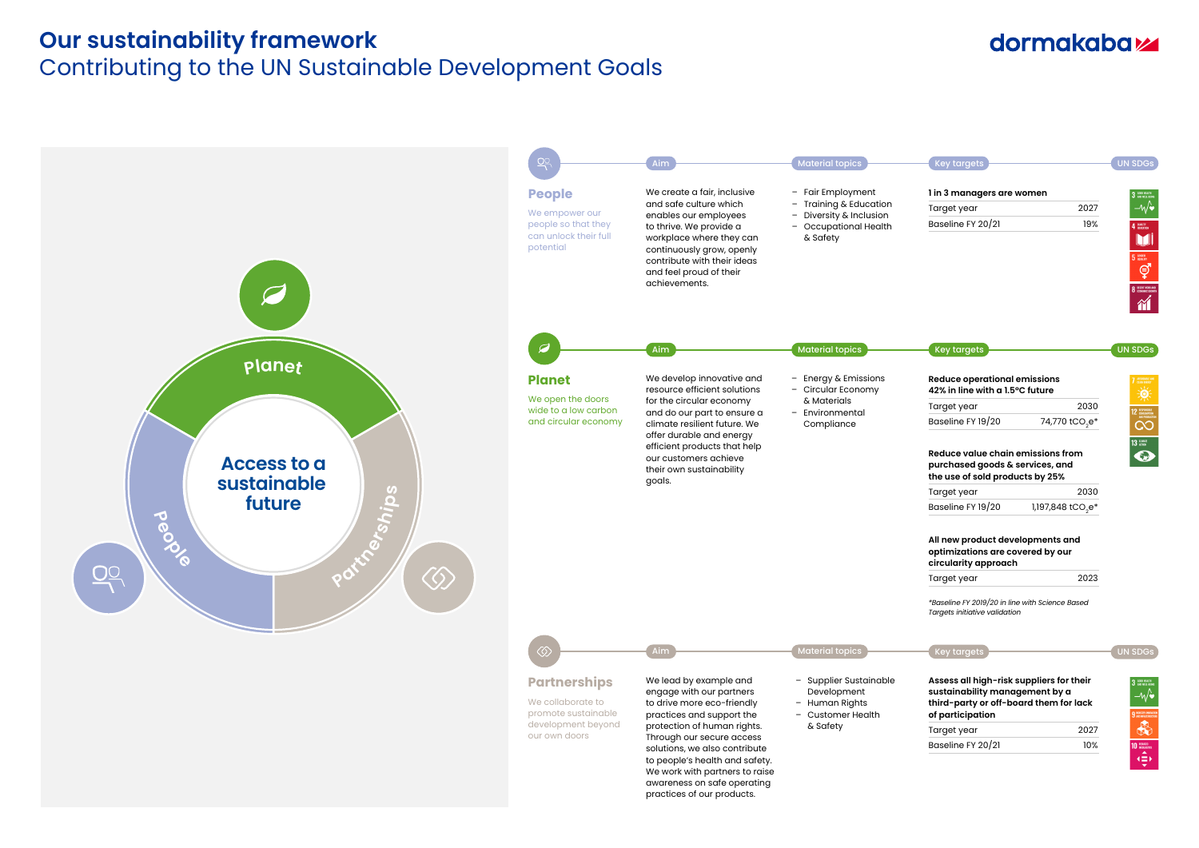# Our sustainability framework

## Contributing to the UN Sustainable Development Goals

Access to a sustainable future

Planet · People · Partnerships

### People

We empower our people so that they can unlock their full potential

**Aim**

We create a fair, inclusive and safe culture which enables our employees to thrive. We provide a workplace where they can continuously grow, openly contribute with their ideas and feel proud of their achievements.

**Material topics**

- Fair Employment
- Training & Education
- Diversity & Inclusion
- Occupational Health & Safety

**Key targets**

**1 in 3 managers are women**

| | |
|---|---|
| Target year | 2027 |
| Baseline FY 20/21 | 19% |

**UN SDGs**: 3, 4, 5, 8

### Planet

We open the doors wide to a low carbon and circular economy

**Aim**

We develop innovative and resource efficient solutions for the circular economy and do our part to ensure a climate resilient future. We offer durable and energy efficient products that help our customers achieve their own sustainability goals.

**Material topics**

- Energy & Emissions
- Circular Economy & Materials
- Environmental Compliance

**Key targets**

**Reduce operational emissions 42% in line with a 1.5°C future**

| | |
|---|---|
| Target year | 2030 |
| Baseline FY 19/20 | 74,770 $tCO_2e$* |

**Reduce value chain emissions from purchased goods & services, and the use of sold products by 25%**

| | |
|---|---|
| Target year | 2030 |
| Baseline FY 19/20 | 1,197,848 $tCO_2e$* |

**All new product developments and optimizations are covered by our circularity approach**

| | |
|---|---|
| Target year | 2023 |

*\*Baseline FY 2019/20 in line with Science Based Targets initiative validation*

**UN SDGs**: 7, 12, 13

### Partnerships

We collaborate to promote sustainable development beyond our own doors

**Aim**

We lead by example and engage with our partners to drive more eco-friendly practices and support the protection of human rights. Through our secure access solutions, we also contribute to people's health and safety. We work with partners to raise awareness on safe operating practices of our products.

**Material topics**

- Supplier Sustainable Development
- Human Rights
- Customer Health & Safety

**Key targets**

**Assess all high-risk suppliers for their sustainability management by a third-party or off-board them for lack of participation**

| | |
|---|---|
| Target year | 2027 |
| Baseline FY 20/21 | 10% |

**UN SDGs**: 3, 9, 10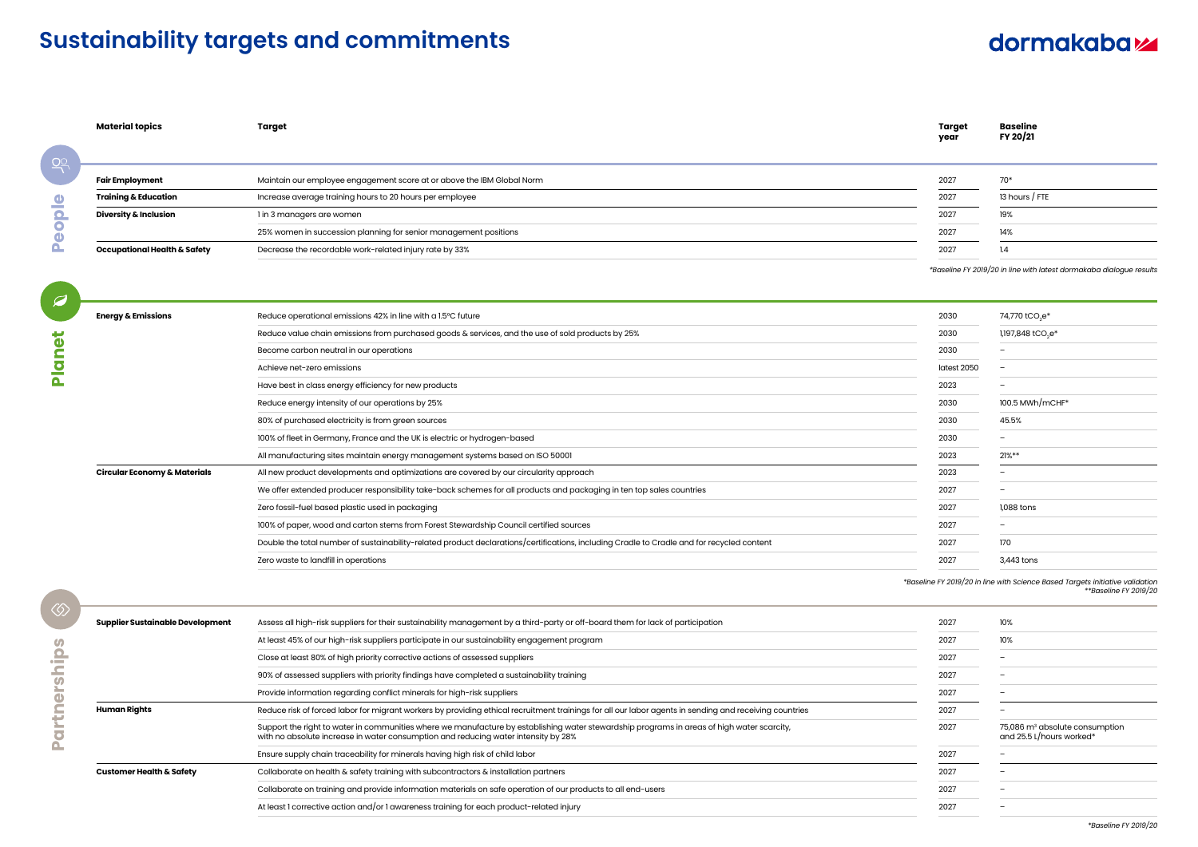# Sustainability targets and commitments

dormakaba

## People

| Material topics | Target | Target year | Baseline FY 20/21 |
|---|---|---|---|
| **Fair Employment** | Maintain our employee engagement score at or above the IBM Global Norm | 2027 | 70* |
| **Training & Education** | Increase average training hours to 20 hours per employee | 2027 | 13 hours / FTE |
| **Diversity & Inclusion** | 1 in 3 managers are women | 2027 | 19% |
| | 25% women in succession planning for senior management positions | 2027 | 14% |
| **Occupational Health & Safety** | Decrease the recordable work-related injury rate by 33% | 2027 | 1.4 |

*\*Baseline FY 2019/20 in line with latest dormakaba dialogue results*

## Planet

| Material topics | Target | Target year | Baseline FY 20/21 |
|---|---|---|---|
| **Energy & Emissions** | Reduce operational emissions 42% in line with a 1.5°C future | 2030 | 74,770 $tCO_2e$* |
| | Reduce value chain emissions from purchased goods & services, and the use of sold products by 25% | 2030 | 1,197,848 $tCO_2e$* |
| | Become carbon neutral in our operations | 2030 | – |
| | Achieve net-zero emissions | latest 2050 | – |
| | Have best in class energy efficiency for new products | 2023 | – |
| | Reduce energy intensity of our operations by 25% | 2030 | 100.5 MWh/mCHF* |
| | 80% of purchased electricity is from green sources | 2030 | 45.5% |
| | 100% of fleet in Germany, France and the UK is electric or hydrogen-based | 2030 | – |
| | All manufacturing sites maintain energy management systems based on ISO 50001 | 2023 | 21%** |
| **Circular Economy & Materials** | All new product developments and optimizations are covered by our circularity approach | 2023 | – |
| | We offer extended producer responsibility take-back schemes for all products and packaging in ten top sales countries | 2027 | – |
| | Zero fossil-fuel based plastic used in packaging | 2027 | 1,088 tons |
| | 100% of paper, wood and carton stems from Forest Stewardship Council certified sources | 2027 | – |
| | Double the total number of sustainability-related product declarations/certifications, including Cradle to Cradle and for recycled content | 2027 | 170 |
| | Zero waste to landfill in operations | 2027 | 3,443 tons |

*\*Baseline FY 2019/20 in line with Science Based Targets initiative validation*
*\*\*Baseline FY 2019/20*

## Partnerships

| Material topics | Target | Target year | Baseline FY 20/21 |
|---|---|---|---|
| **Supplier Sustainable Development** | Assess all high-risk suppliers for their sustainability management by a third-party or off-board them for lack of participation | 2027 | 10% |
| | At least 45% of our high-risk suppliers participate in our sustainability engagement program | 2027 | 10% |
| | Close at least 80% of high priority corrective actions of assessed suppliers | 2027 | – |
| | 90% of assessed suppliers with priority findings have completed a sustainability training | 2027 | – |
| | Provide information regarding conflict minerals for high-risk suppliers | 2027 | – |
| **Human Rights** | Reduce risk of forced labor for migrant workers by providing ethical recruitment trainings for all our labor agents in sending and receiving countries | 2027 | – |
| | Support the right to water in communities where we manufacture by establishing water stewardship programs in areas of high water scarcity, with no absolute increase in water consumption and reducing water intensity by 28% | 2027 | 75,086 $m^3$ absolute consumption and 25.5 L/hours worked* |
| | Ensure supply chain traceability for minerals having high risk of child labor | 2027 | – |
| **Customer Health & Safety** | Collaborate on health & safety training with subcontractors & installation partners | 2027 | – |
| | Collaborate on training and provide information materials on safe operation of our products to all end-users | 2027 | – |
| | At least 1 corrective action and/or 1 awareness training for each product-related injury | 2027 | – |

*\*Baseline FY 2019/20*